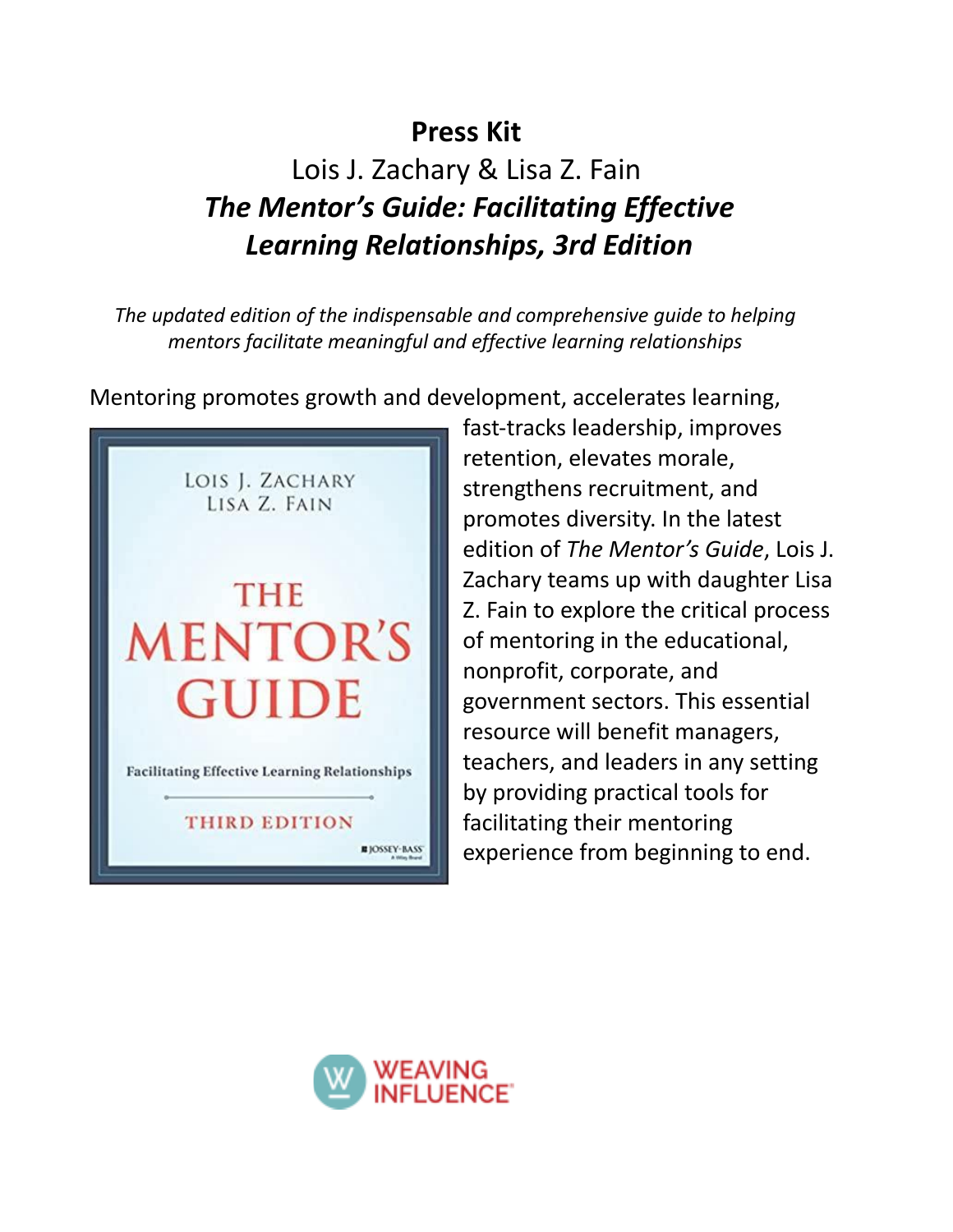# Press Kit

Lois J. Zachary & Lisa Z. Fain

***The Mentor's Guide: Facilitating Effective Learning Relationships, 3rd Edition***

*The updated edition of the indispensable and comprehensive guide to helping mentors facilitate meaningful and effective learning relationships*

Mentoring promotes growth and development, accelerates learning, fast-tracks leadership, improves retention, elevates morale, strengthens recruitment, and promotes diversity. In the latest edition of *The Mentor's Guide*, Lois J. Zachary teams up with daughter Lisa Z. Fain to explore the critical process of mentoring in the educational, nonprofit, corporate, and government sectors. This essential resource will benefit managers, teachers, and leaders in any setting by providing practical tools for facilitating their mentoring experience from beginning to end.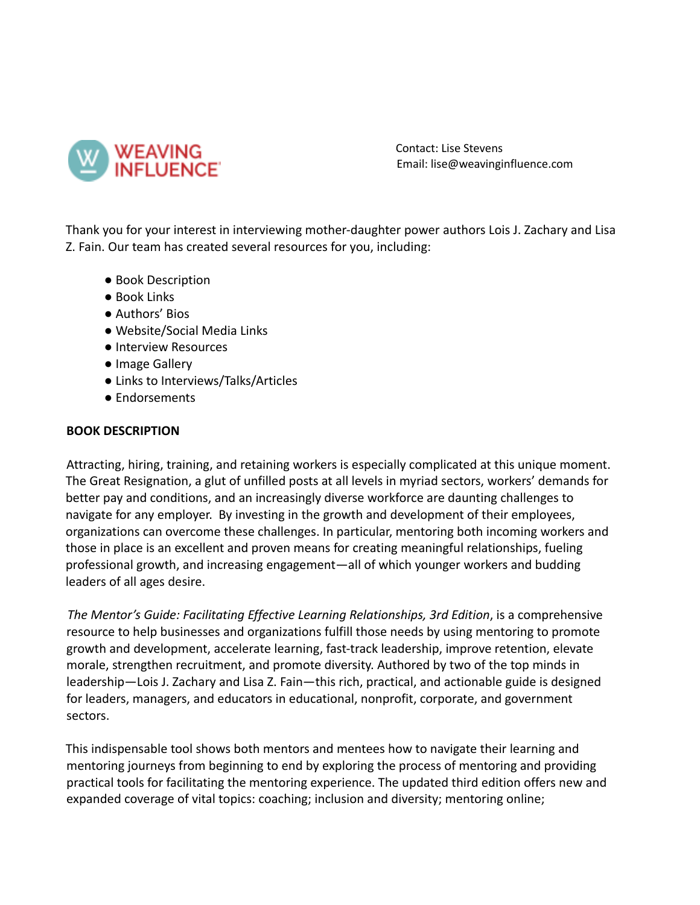WEAVING INFLUENCE

Contact: Lise Stevens
Email: lise@weavinginfluence.com

Thank you for your interest in interviewing mother-daughter power authors Lois J. Zachary and Lisa Z. Fain. Our team has created several resources for you, including:

- Book Description
- Book Links
- Authors' Bios
- Website/Social Media Links
- Interview Resources
- Image Gallery
- Links to Interviews/Talks/Articles
- Endorsements

**BOOK DESCRIPTION**

Attracting, hiring, training, and retaining workers is especially complicated at this unique moment. The Great Resignation, a glut of unfilled posts at all levels in myriad sectors, workers' demands for better pay and conditions, and an increasingly diverse workforce are daunting challenges to navigate for any employer. By investing in the growth and development of their employees, organizations can overcome these challenges. In particular, mentoring both incoming workers and those in place is an excellent and proven means for creating meaningful relationships, fueling professional growth, and increasing engagement—all of which younger workers and budding leaders of all ages desire.

*The Mentor's Guide: Facilitating Effective Learning Relationships, 3rd Edition*, is a comprehensive resource to help businesses and organizations fulfill those needs by using mentoring to promote growth and development, accelerate learning, fast-track leadership, improve retention, elevate morale, strengthen recruitment, and promote diversity. Authored by two of the top minds in leadership—Lois J. Zachary and Lisa Z. Fain—this rich, practical, and actionable guide is designed for leaders, managers, and educators in educational, nonprofit, corporate, and government sectors.

This indispensable tool shows both mentors and mentees how to navigate their learning and mentoring journeys from beginning to end by exploring the process of mentoring and providing practical tools for facilitating the mentoring experience. The updated third edition offers new and expanded coverage of vital topics: coaching; inclusion and diversity; mentoring online;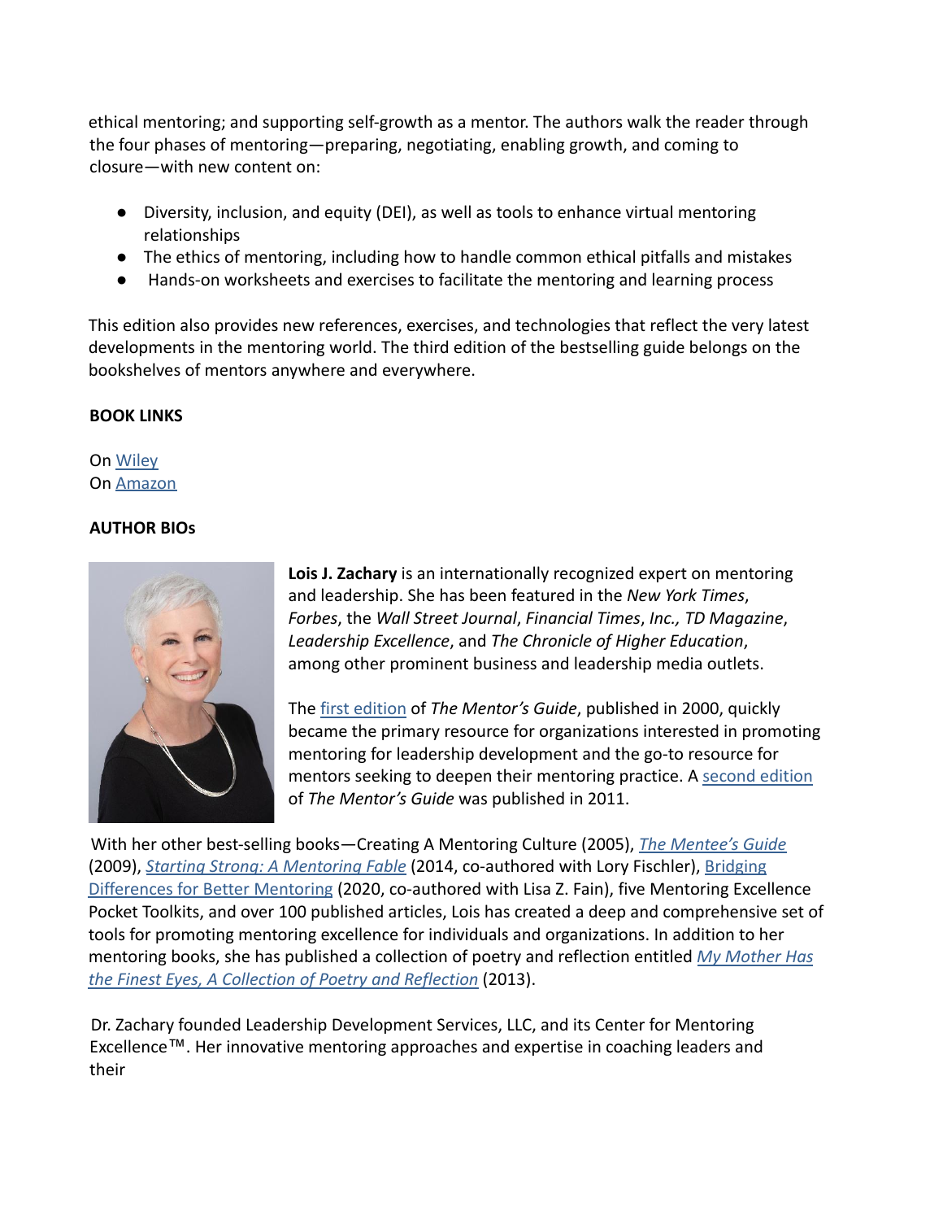ethical mentoring; and supporting self-growth as a mentor. The authors walk the reader through the four phases of mentoring—preparing, negotiating, enabling growth, and coming to closure—with new content on:

- Diversity, inclusion, and equity (DEI), as well as tools to enhance virtual mentoring relationships
- The ethics of mentoring, including how to handle common ethical pitfalls and mistakes
- Hands-on worksheets and exercises to facilitate the mentoring and learning process

This edition also provides new references, exercises, and technologies that reflect the very latest developments in the mentoring world. The third edition of the bestselling guide belongs on the bookshelves of mentors anywhere and everywhere.

**BOOK LINKS**

On Wiley
On Amazon

**AUTHOR BIOs**

**Lois J. Zachary** is an internationally recognized expert on mentoring and leadership. She has been featured in the *New York Times*, *Forbes*, the *Wall Street Journal*, *Financial Times*, *Inc., TD Magazine*, *Leadership Excellence*, and *The Chronicle of Higher Education*, among other prominent business and leadership media outlets.

The first edition of *The Mentor's Guide*, published in 2000, quickly became the primary resource for organizations interested in promoting mentoring for leadership development and the go-to resource for mentors seeking to deepen their mentoring practice. A second edition of *The Mentor's Guide* was published in 2011.

With her other best-selling books—Creating A Mentoring Culture (2005), *The Mentee's Guide* (2009), *Starting Strong: A Mentoring Fable* (2014, co-authored with Lory Fischler), Bridging Differences for Better Mentoring (2020, co-authored with Lisa Z. Fain), five Mentoring Excellence Pocket Toolkits, and over 100 published articles, Lois has created a deep and comprehensive set of tools for promoting mentoring excellence for individuals and organizations. In addition to her mentoring books, she has published a collection of poetry and reflection entitled *My Mother Has the Finest Eyes, A Collection of Poetry and Reflection* (2013).

Dr. Zachary founded Leadership Development Services, LLC, and its Center for Mentoring Excellence™. Her innovative mentoring approaches and expertise in coaching leaders and their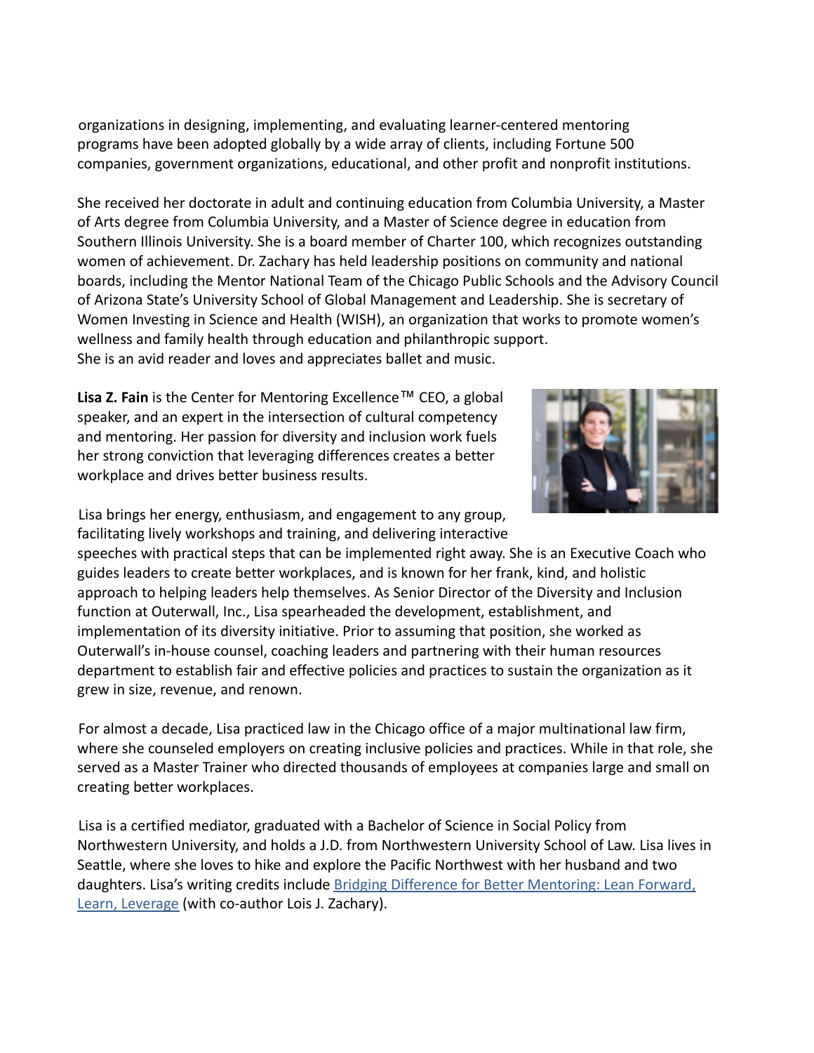organizations in designing, implementing, and evaluating learner-centered mentoring programs have been adopted globally by a wide array of clients, including Fortune 500 companies, government organizations, educational, and other profit and nonprofit institutions.

She received her doctorate in adult and continuing education from Columbia University, a Master of Arts degree from Columbia University, and a Master of Science degree in education from Southern Illinois University. She is a board member of Charter 100, which recognizes outstanding women of achievement. Dr. Zachary has held leadership positions on community and national boards, including the Mentor National Team of the Chicago Public Schools and the Advisory Council of Arizona State's University School of Global Management and Leadership. She is secretary of Women Investing in Science and Health (WISH), an organization that works to promote women's wellness and family health through education and philanthropic support.
She is an avid reader and loves and appreciates ballet and music.

**Lisa Z. Fain** is the Center for Mentoring Excellence™ CEO, a global speaker, and an expert in the intersection of cultural competency and mentoring. Her passion for diversity and inclusion work fuels her strong conviction that leveraging differences creates a better workplace and drives better business results.

Lisa brings her energy, enthusiasm, and engagement to any group, facilitating lively workshops and training, and delivering interactive speeches with practical steps that can be implemented right away. She is an Executive Coach who guides leaders to create better workplaces, and is known for her frank, kind, and holistic approach to helping leaders help themselves. As Senior Director of the Diversity and Inclusion function at Outerwall, Inc., Lisa spearheaded the development, establishment, and implementation of its diversity initiative. Prior to assuming that position, she worked as Outerwall's in-house counsel, coaching leaders and partnering with their human resources department to establish fair and effective policies and practices to sustain the organization as it grew in size, revenue, and renown.

For almost a decade, Lisa practiced law in the Chicago office of a major multinational law firm, where she counseled employers on creating inclusive policies and practices. While in that role, she served as a Master Trainer who directed thousands of employees at companies large and small on creating better workplaces.

Lisa is a certified mediator, graduated with a Bachelor of Science in Social Policy from Northwestern University, and holds a J.D. from Northwestern University School of Law. Lisa lives in Seattle, where she loves to hike and explore the Pacific Northwest with her husband and two daughters. Lisa's writing credits include Bridging Difference for Better Mentoring: Lean Forward, Learn, Leverage (with co-author Lois J. Zachary).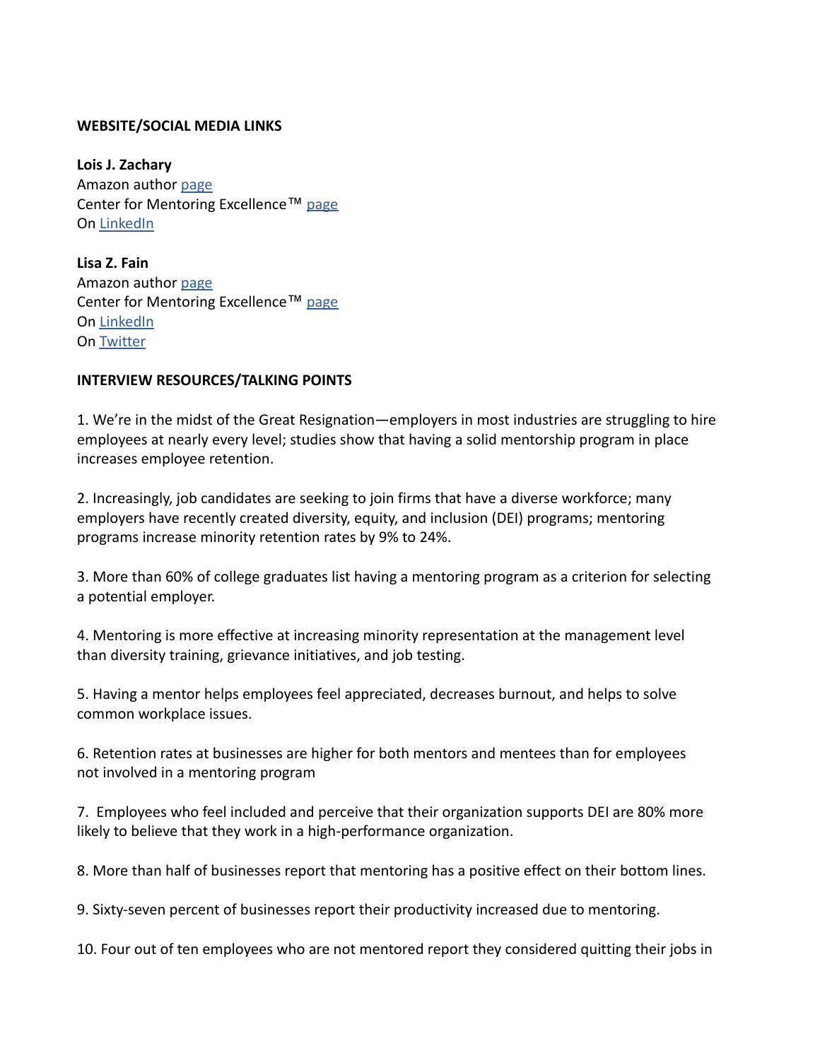**WEBSITE/SOCIAL MEDIA LINKS**

**Lois J. Zachary**
Amazon author page
Center for Mentoring Excellence™ page
On LinkedIn

**Lisa Z. Fain**
Amazon author page
Center for Mentoring Excellence™ page
On LinkedIn
On Twitter

**INTERVIEW RESOURCES/TALKING POINTS**

1. We're in the midst of the Great Resignation—employers in most industries are struggling to hire employees at nearly every level; studies show that having a solid mentorship program in place increases employee retention.

2. Increasingly, job candidates are seeking to join firms that have a diverse workforce; many employers have recently created diversity, equity, and inclusion (DEI) programs; mentoring programs increase minority retention rates by 9% to 24%.

3. More than 60% of college graduates list having a mentoring program as a criterion for selecting a potential employer.

4. Mentoring is more effective at increasing minority representation at the management level than diversity training, grievance initiatives, and job testing.

5. Having a mentor helps employees feel appreciated, decreases burnout, and helps to solve common workplace issues.

6. Retention rates at businesses are higher for both mentors and mentees than for employees not involved in a mentoring program

7. Employees who feel included and perceive that their organization supports DEI are 80% more likely to believe that they work in a high-performance organization.

8. More than half of businesses report that mentoring has a positive effect on their bottom lines.

9. Sixty-seven percent of businesses report their productivity increased due to mentoring.

10. Four out of ten employees who are not mentored report they considered quitting their jobs in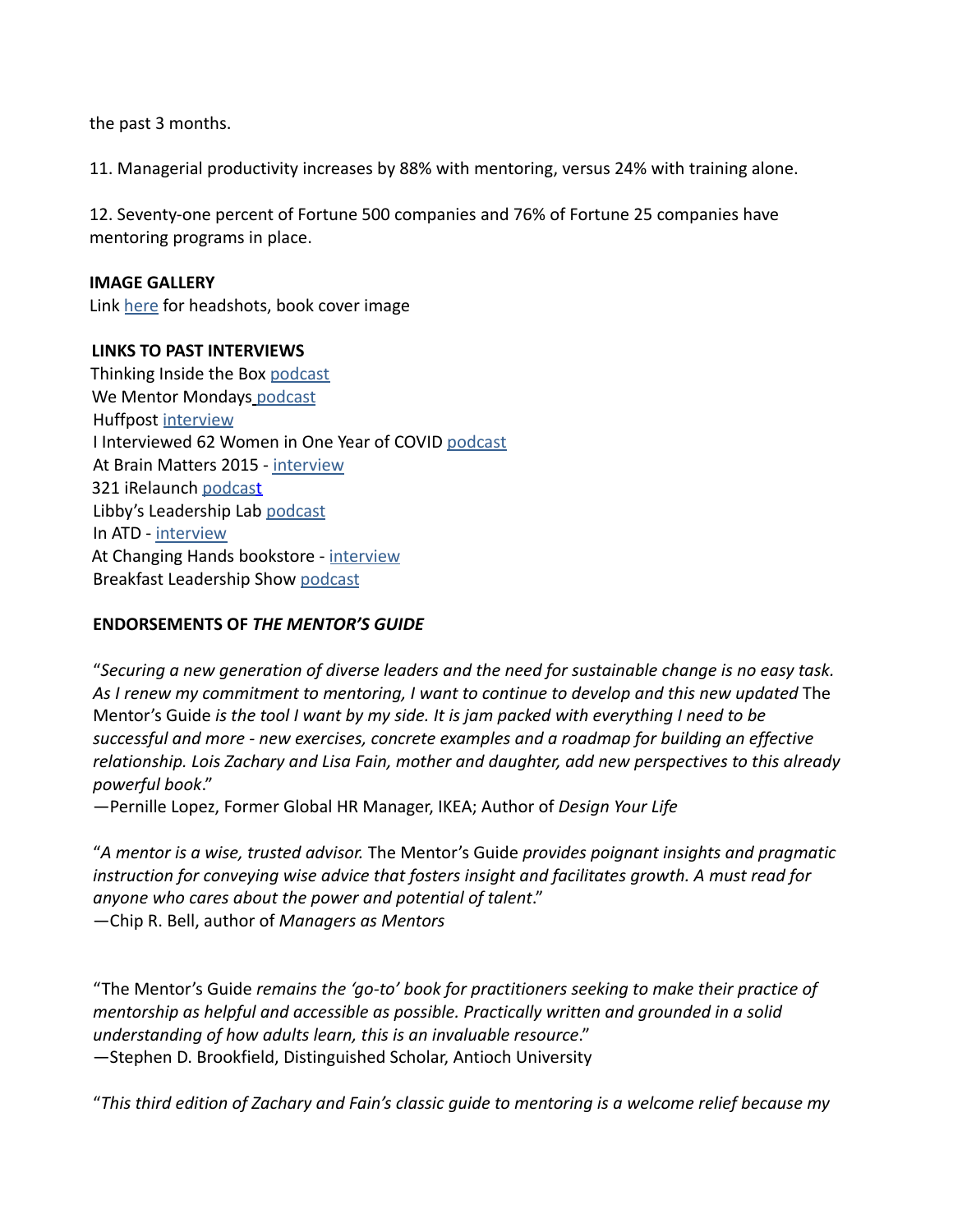the past 3 months.

11. Managerial productivity increases by 88% with mentoring, versus 24% with training alone.

12. Seventy-one percent of Fortune 500 companies and 76% of Fortune 25 companies have mentoring programs in place.

**IMAGE GALLERY**

Link here for headshots, book cover image

**LINKS TO PAST INTERVIEWS**

Thinking Inside the Box podcast
We Mentor Mondays podcast
Huffpost interview
I Interviewed 62 Women in One Year of COVID podcast
At Brain Matters 2015 - interview
321 iRelaunch podcast
Libby's Leadership Lab podcast
In ATD - interview
At Changing Hands bookstore - interview
Breakfast Leadership Show podcast

**ENDORSEMENTS OF *THE MENTOR'S GUIDE***

"*Securing a new generation of diverse leaders and the need for sustainable change is no easy task. As I renew my commitment to mentoring, I want to continue to develop and this new updated* The Mentor's Guide *is the tool I want by my side. It is jam packed with everything I need to be successful and more - new exercises, concrete examples and a roadmap for building an effective relationship. Lois Zachary and Lisa Fain, mother and daughter, add new perspectives to this already powerful book*."
—Pernille Lopez, Former Global HR Manager, IKEA; Author of *Design Your Life*

"*A mentor is a wise, trusted advisor.* The Mentor's Guide *provides poignant insights and pragmatic instruction for conveying wise advice that fosters insight and facilitates growth. A must read for anyone who cares about the power and potential of talent*."
—Chip R. Bell, author of *Managers as Mentors*

"The Mentor's Guide *remains the 'go-to' book for practitioners seeking to make their practice of mentorship as helpful and accessible as possible. Practically written and grounded in a solid understanding of how adults learn, this is an invaluable resource*."
—Stephen D. Brookfield, Distinguished Scholar, Antioch University

"*This third edition of Zachary and Fain's classic guide to mentoring is a welcome relief because my*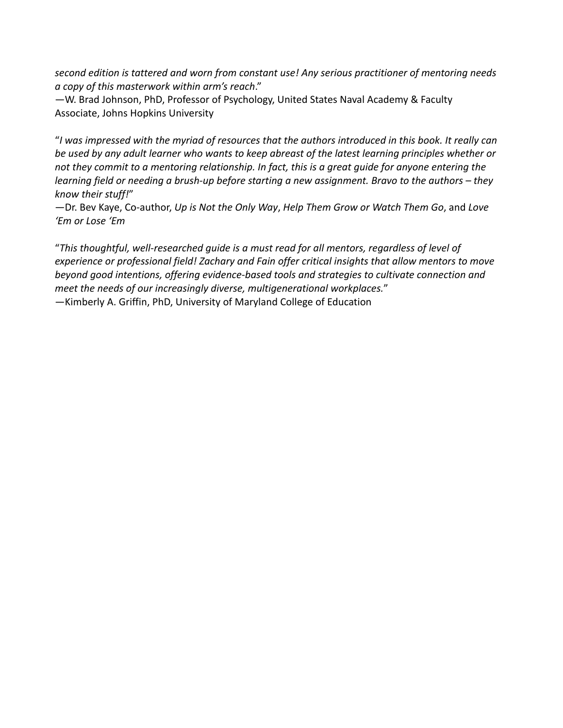*second edition is tattered and worn from constant use! Any serious practitioner of mentoring needs a copy of this masterwork within arm's reach*."
—W. Brad Johnson, PhD, Professor of Psychology, United States Naval Academy & Faculty Associate, Johns Hopkins University

"*I was impressed with the myriad of resources that the authors introduced in this book. It really can be used by any adult learner who wants to keep abreast of the latest learning principles whether or not they commit to a mentoring relationship. In fact, this is a great guide for anyone entering the learning field or needing a brush-up before starting a new assignment. Bravo to the authors – they know their stuff!*"
—Dr. Bev Kaye, Co-author, *Up is Not the Only Way*, *Help Them Grow or Watch Them Go*, and *Love 'Em or Lose 'Em*

"*This thoughtful, well-researched guide is a must read for all mentors, regardless of level of experience or professional field! Zachary and Fain offer critical insights that allow mentors to move beyond good intentions, offering evidence-based tools and strategies to cultivate connection and meet the needs of our increasingly diverse, multigenerational workplaces.*"
—Kimberly A. Griffin, PhD, University of Maryland College of Education